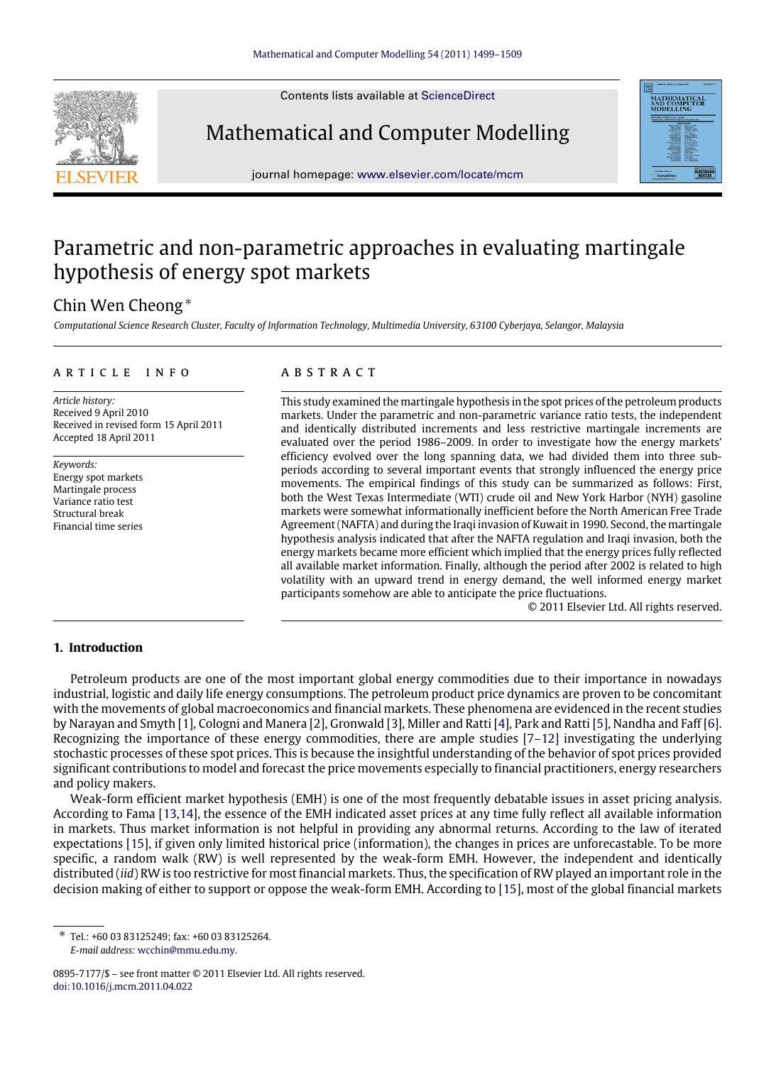# Parametric and non-parametric approaches in evaluating martingale hypothesis of energy spot markets

Chin Wen Cheong *

*Computational Science Research Cluster, Faculty of Information Technology, Multimedia University, 63100 Cyberjaya, Selangor, Malaysia*

## ARTICLE INFO

*Article history:*
Received 9 April 2010
Received in revised form 15 April 2011
Accepted 18 April 2011

*Keywords:*
Energy spot markets
Martingale process
Variance ratio test
Structural break
Financial time series

## ABSTRACT

This study examined the martingale hypothesis in the spot prices of the petroleum products markets. Under the parametric and non-parametric variance ratio tests, the independent and identically distributed increments and less restrictive martingale increments are evaluated over the period 1986–2009. In order to investigate how the energy markets' efficiency evolved over the long spanning data, we had divided them into three sub-periods according to several important events that strongly influenced the energy price movements. The empirical findings of this study can be summarized as follows: First, both the West Texas Intermediate (WTI) crude oil and New York Harbor (NYH) gasoline markets were somewhat informationally inefficient before the North American Free Trade Agreement (NAFTA) and during the Iraqi invasion of Kuwait in 1990. Second, the martingale hypothesis analysis indicated that after the NAFTA regulation and Iraqi invasion, both the energy markets became more efficient which implied that the energy prices fully reflected all available market information. Finally, although the period after 2002 is related to high volatility with an upward trend in energy demand, the well informed energy market participants somehow are able to anticipate the price fluctuations.

© 2011 Elsevier Ltd. All rights reserved.

## 1. Introduction

Petroleum products are one of the most important global energy commodities due to their importance in nowadays industrial, logistic and daily life energy consumptions. The petroleum product price dynamics are proven to be concomitant with the movements of global macroeconomics and financial markets. These phenomena are evidenced in the recent studies by Narayan and Smyth [1], Cologni and Manera [2], Gronwald [3], Miller and Ratti [4], Park and Ratti [5], Nandha and Faff [6]. Recognizing the importance of these energy commodities, there are ample studies [7–12] investigating the underlying stochastic processes of these spot prices. This is because the insightful understanding of the behavior of spot prices provided significant contributions to model and forecast the price movements especially to financial practitioners, energy researchers and policy makers.

Weak-form efficient market hypothesis (EMH) is one of the most frequently debatable issues in asset pricing analysis. According to Fama [13,14], the essence of the EMH indicated asset prices at any time fully reflect all available information in markets. Thus market information is not helpful in providing any abnormal returns. According to the law of iterated expectations [15], if given only limited historical price (information), the changes in prices are unforecastable. To be more specific, a random walk (RW) is well represented by the weak-form EMH. However, the independent and identically distributed (*iid*) RW is too restrictive for most financial markets. Thus, the specification of RW played an important role in the decision making of either to support or oppose the weak-form EMH. According to [15], most of the global financial markets

* Tel.: +60 03 83125249; fax: +60 03 83125264.
*E-mail address:* wcchin@mmu.edu.my.

0895-7177/$ – see front matter © 2011 Elsevier Ltd. All rights reserved.
doi:10.1016/j.mcm.2011.04.022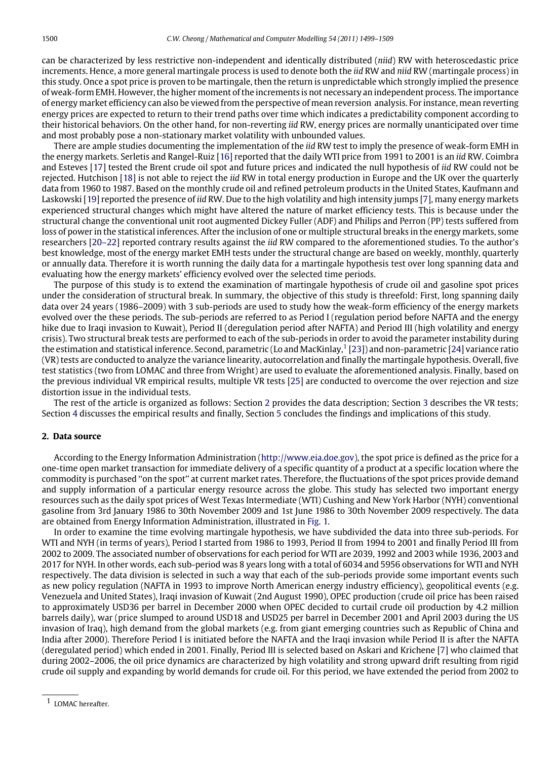can be characterized by less restrictive non-independent and identically distributed (*niid*) RW with heteroscedastic price increments. Hence, a more general martingale process is used to denote both the *iid* RW and *niid* RW (martingale process) in this study. Once a spot price is proven to be martingale, then the return is unpredictable which strongly implied the presence of weak-form EMH. However, the higher moment of the increments is not necessary an independent process. The importance of energy market efficiency can also be viewed from the perspective of mean reversion analysis. For instance, mean reverting energy prices are expected to return to their trend paths over time which indicates a predictability component according to their historical behaviors. On the other hand, for non-reverting *iid* RW, energy prices are normally unanticipated over time and most probably pose a non-stationary market volatility with unbounded values.

There are ample studies documenting the implementation of the *iid* RW test to imply the presence of weak-form EMH in the energy markets. Serletis and Rangel-Ruiz [16] reported that the daily WTI price from 1991 to 2001 is an *iid* RW. Coimbra and Esteves [17] tested the Brent crude oil spot and future prices and indicated the null hypothesis of *iid* RW could not be rejected. Hutchison [18] is not able to reject the *iid* RW in total energy production in Europe and the UK over the quarterly data from 1960 to 1987. Based on the monthly crude oil and refined petroleum products in the United States, Kaufmann and Laskowski [19] reported the presence of *iid* RW. Due to the high volatility and high intensity jumps [7], many energy markets experienced structural changes which might have altered the nature of market efficiency tests. This is because under the structural change the conventional unit root augmented Dickey Fuller (ADF) and Philips and Perron (PP) tests suffered from loss of power in the statistical inferences. After the inclusion of one or multiple structural breaks in the energy markets, some researchers [20–22] reported contrary results against the *iid* RW compared to the aforementioned studies. To the author's best knowledge, most of the energy market EMH tests under the structural change are based on weekly, monthly, quarterly or annually data. Therefore it is worth running the daily data for a martingale hypothesis test over long spanning data and evaluating how the energy markets' efficiency evolved over the selected time periods.

The purpose of this study is to extend the examination of martingale hypothesis of crude oil and gasoline spot prices under the consideration of structural break. In summary, the objective of this study is threefold: First, long spanning daily data over 24 years (1986–2009) with 3 sub-periods are used to study how the weak-form efficiency of the energy markets evolved over the these periods. The sub-periods are referred to as Period I (regulation period before NAFTA and the energy hike due to Iraqi invasion to Kuwait), Period II (deregulation period after NAFTA) and Period III (high volatility and energy crisis). Two structural break tests are performed to each of the sub-periods in order to avoid the parameter instability during the estimation and statistical inference. Second, parametric (Lo and MacKinlay,[1] [23]) and non-parametric [24] variance ratio (VR) tests are conducted to analyze the variance linearity, autocorrelation and finally the martingale hypothesis. Overall, five test statistics (two from LOMAC and three from Wright) are used to evaluate the aforementioned analysis. Finally, based on the previous individual VR empirical results, multiple VR tests [25] are conducted to overcome the over rejection and size distortion issue in the individual tests.

The rest of the article is organized as follows: Section 2 provides the data description; Section 3 describes the VR tests; Section 4 discusses the empirical results and finally, Section 5 concludes the findings and implications of this study.

## 2. Data source

According to the Energy Information Administration (http://www.eia.doe.gov), the spot price is defined as the price for a one-time open market transaction for immediate delivery of a specific quantity of a product at a specific location where the commodity is purchased "on the spot" at current market rates. Therefore, the fluctuations of the spot prices provide demand and supply information of a particular energy resource across the globe. This study has selected two important energy resources such as the daily spot prices of West Texas Intermediate (WTI) Cushing and New York Harbor (NYH) conventional gasoline from 3rd January 1986 to 30th November 2009 and 1st June 1986 to 30th November 2009 respectively. The data are obtained from Energy Information Administration, illustrated in Fig. 1.

In order to examine the time evolving martingale hypothesis, we have subdivided the data into three sub-periods. For WTI and NYH (in terms of years), Period I started from 1986 to 1993, Period II from 1994 to 2001 and finally Period III from 2002 to 2009. The associated number of observations for each period for WTI are 2039, 1992 and 2003 while 1936, 2003 and 2017 for NYH. In other words, each sub-period was 8 years long with a total of 6034 and 5956 observations for WTI and NYH respectively. The data division is selected in such a way that each of the sub-periods provide some important events such as new policy regulation (NAFTA in 1993 to improve North American energy industry efficiency), geopolitical events (e.g. Venezuela and United States), Iraqi invasion of Kuwait (2nd August 1990), OPEC production (crude oil price has been raised to approximately USD36 per barrel in December 2000 when OPEC decided to curtail crude oil production by 4.2 million barrels daily), war (price slumped to around USD18 and USD25 per barrel in December 2001 and April 2003 during the US invasion of Iraq), high demand from the global markets (e.g. from giant emerging countries such as Republic of China and India after 2000). Therefore Period I is initiated before the NAFTA and the Iraqi invasion while Period II is after the NAFTA (deregulated period) which ended in 2001. Finally, Period III is selected based on Askari and Krichene [7] who claimed that during 2002–2006, the oil price dynamics are characterized by high volatility and strong upward drift resulting from rigid crude oil supply and expanding by world demands for crude oil. For this period, we have extended the period from 2002 to

[1] LOMAC hereafter.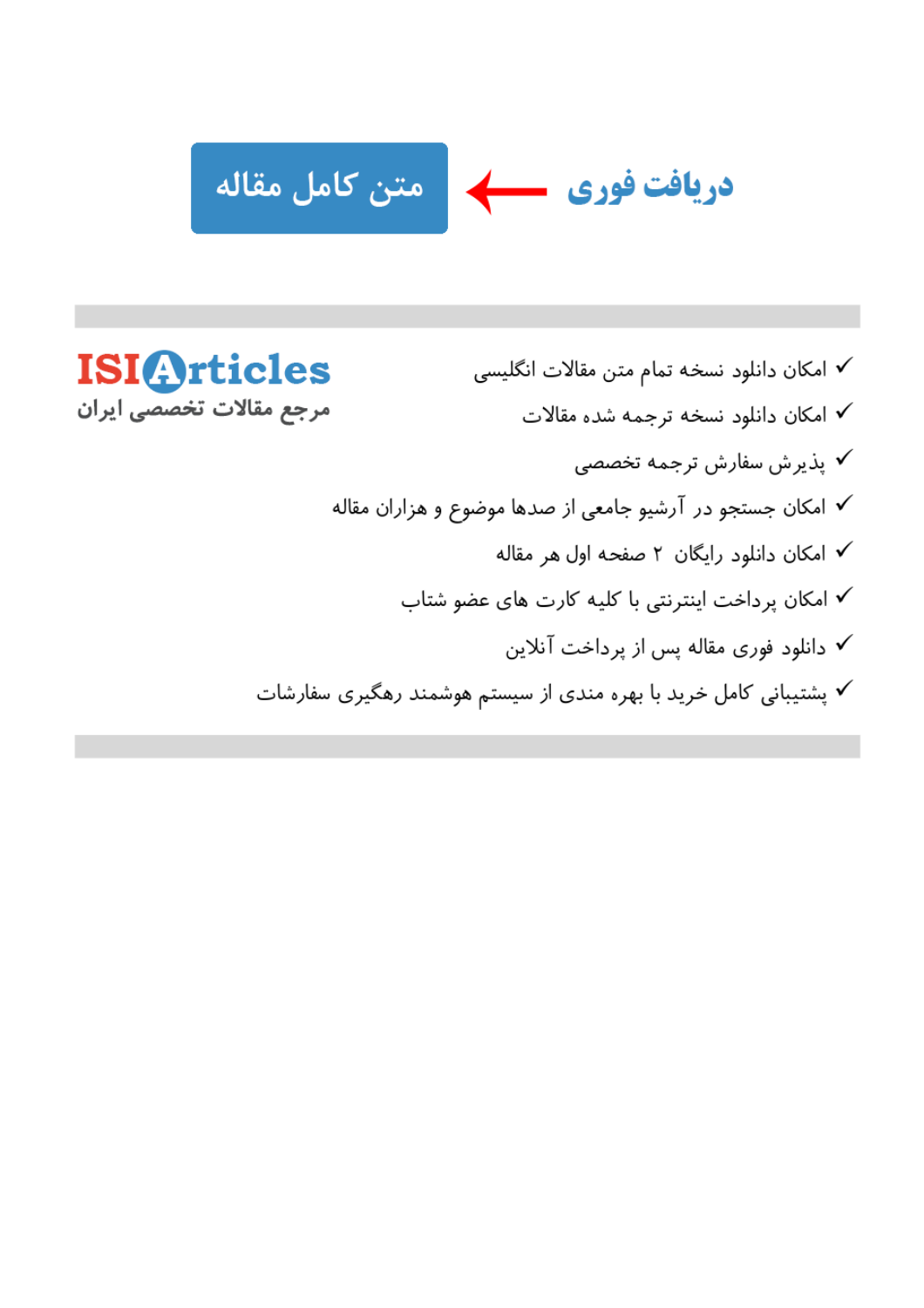دریافت فوری ← متن کامل مقاله

**ISIArticles**
مرجع مقالات تخصصی ایران

- ✓ امکان دانلود نسخه تمام متن مقالات انگلیسی
- ✓ امکان دانلود نسخه ترجمه شده مقالات
- ✓ پذیرش سفارش ترجمه تخصصی
- ✓ امکان جستجو در آرشیو جامعی از صدها موضوع و هزاران مقاله
- ✓ امکان دانلود رایگان ۲ صفحه اول هر مقاله
- ✓ امکان پرداخت اینترنتی با کلیه کارت های عضو شتاب
- ✓ دانلود فوری مقاله پس از پرداخت آنلاین
- ✓ پشتیبانی کامل خرید با بهره مندی از سیستم هوشمند رهگیری سفارشات